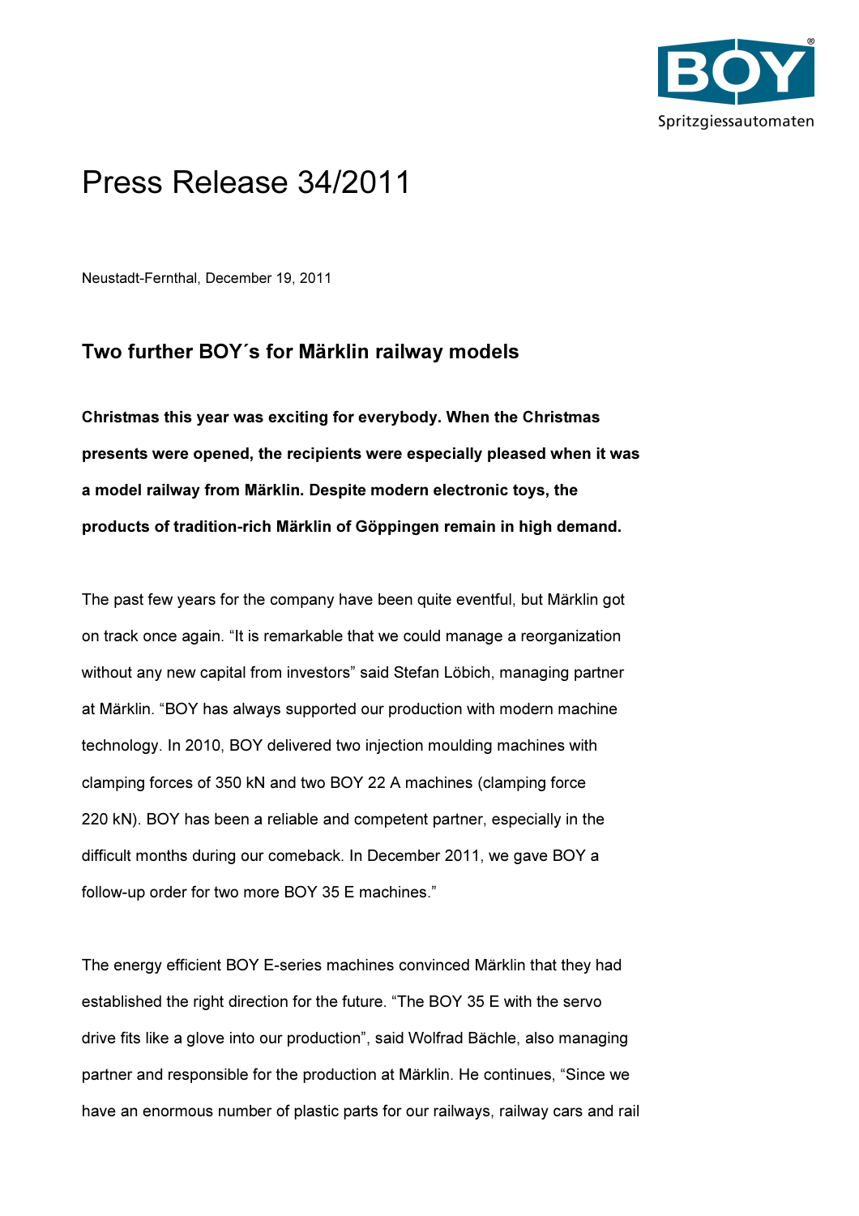# Press Release 34/2011

Neustadt-Fernthal, December 19, 2011

## Two further BOY´s for Märklin railway models

**Christmas this year was exciting for everybody. When the Christmas presents were opened, the recipients were especially pleased when it was a model railway from Märklin. Despite modern electronic toys, the products of tradition-rich Märklin of Göppingen remain in high demand.**

The past few years for the company have been quite eventful, but Märklin got on track once again. “It is remarkable that we could manage a reorganization without any new capital from investors” said Stefan Löbich, managing partner at Märklin. “BOY has always supported our production with modern machine technology. In 2010, BOY delivered two injection moulding machines with clamping forces of 350 kN and two BOY 22 A machines (clamping force 220 kN). BOY has been a reliable and competent partner, especially in the difficult months during our comeback. In December 2011, we gave BOY a follow-up order for two more BOY 35 E machines.”

The energy efficient BOY E-series machines convinced Märklin that they had established the right direction for the future. “The BOY 35 E with the servo drive fits like a glove into our production”, said Wolfrad Bächle, also managing partner and responsible for the production at Märklin. He continues, “Since we have an enormous number of plastic parts for our railways, railway cars and rail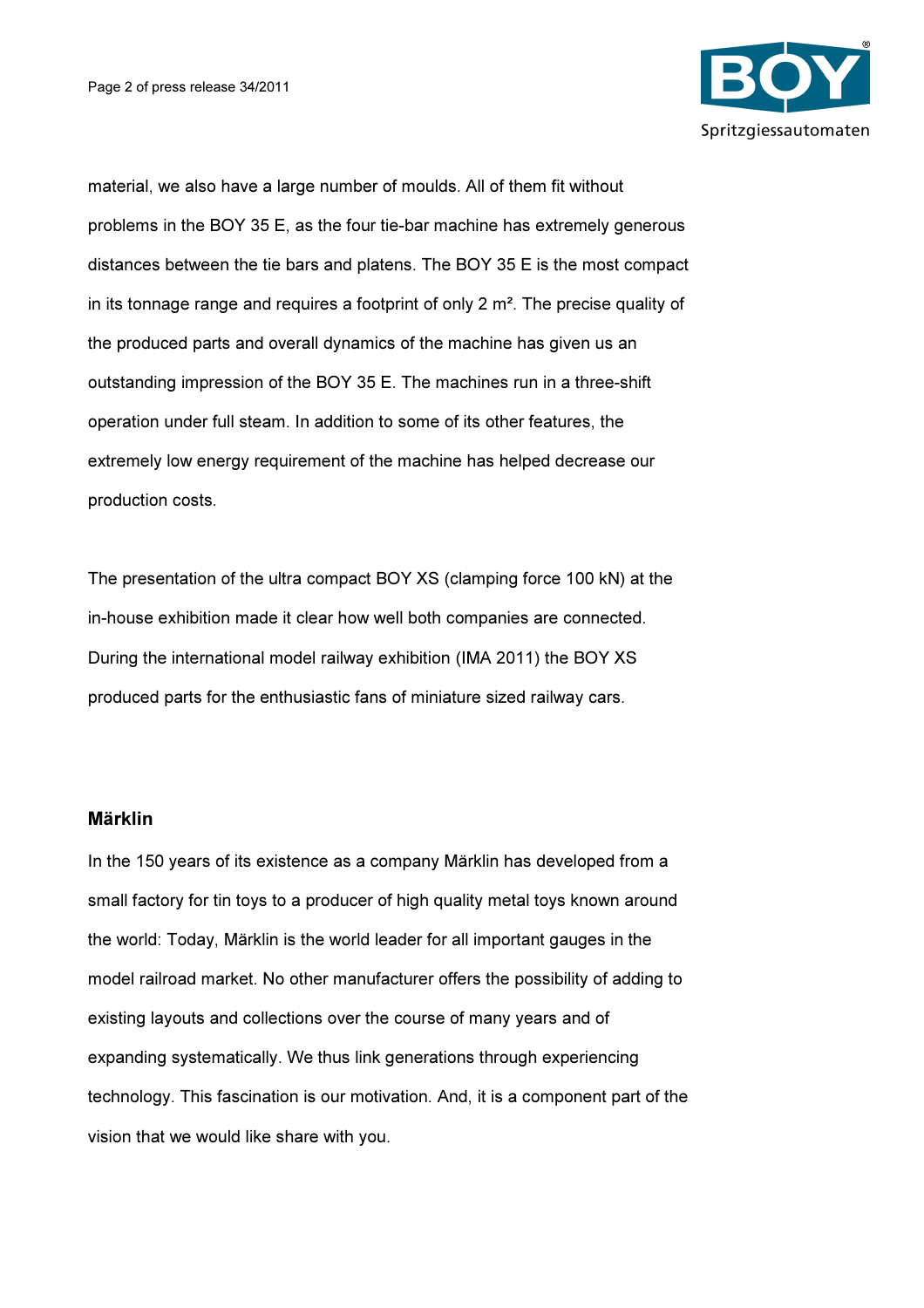material, we also have a large number of moulds. All of them fit without problems in the BOY 35 E, as the four tie-bar machine has extremely generous distances between the tie bars and platens. The BOY 35 E is the most compact in its tonnage range and requires a footprint of only 2 m². The precise quality of the produced parts and overall dynamics of the machine has given us an outstanding impression of the BOY 35 E. The machines run in a three-shift operation under full steam. In addition to some of its other features, the extremely low energy requirement of the machine has helped decrease our production costs.

The presentation of the ultra compact BOY XS (clamping force 100 kN) at the in-house exhibition made it clear how well both companies are connected. During the international model railway exhibition (IMA 2011) the BOY XS produced parts for the enthusiastic fans of miniature sized railway cars.

**Märklin**

In the 150 years of its existence as a company Märklin has developed from a small factory for tin toys to a producer of high quality metal toys known around the world: Today, Märklin is the world leader for all important gauges in the model railroad market. No other manufacturer offers the possibility of adding to existing layouts and collections over the course of many years and of expanding systematically. We thus link generations through experiencing technology. This fascination is our motivation. And, it is a component part of the vision that we would like share with you.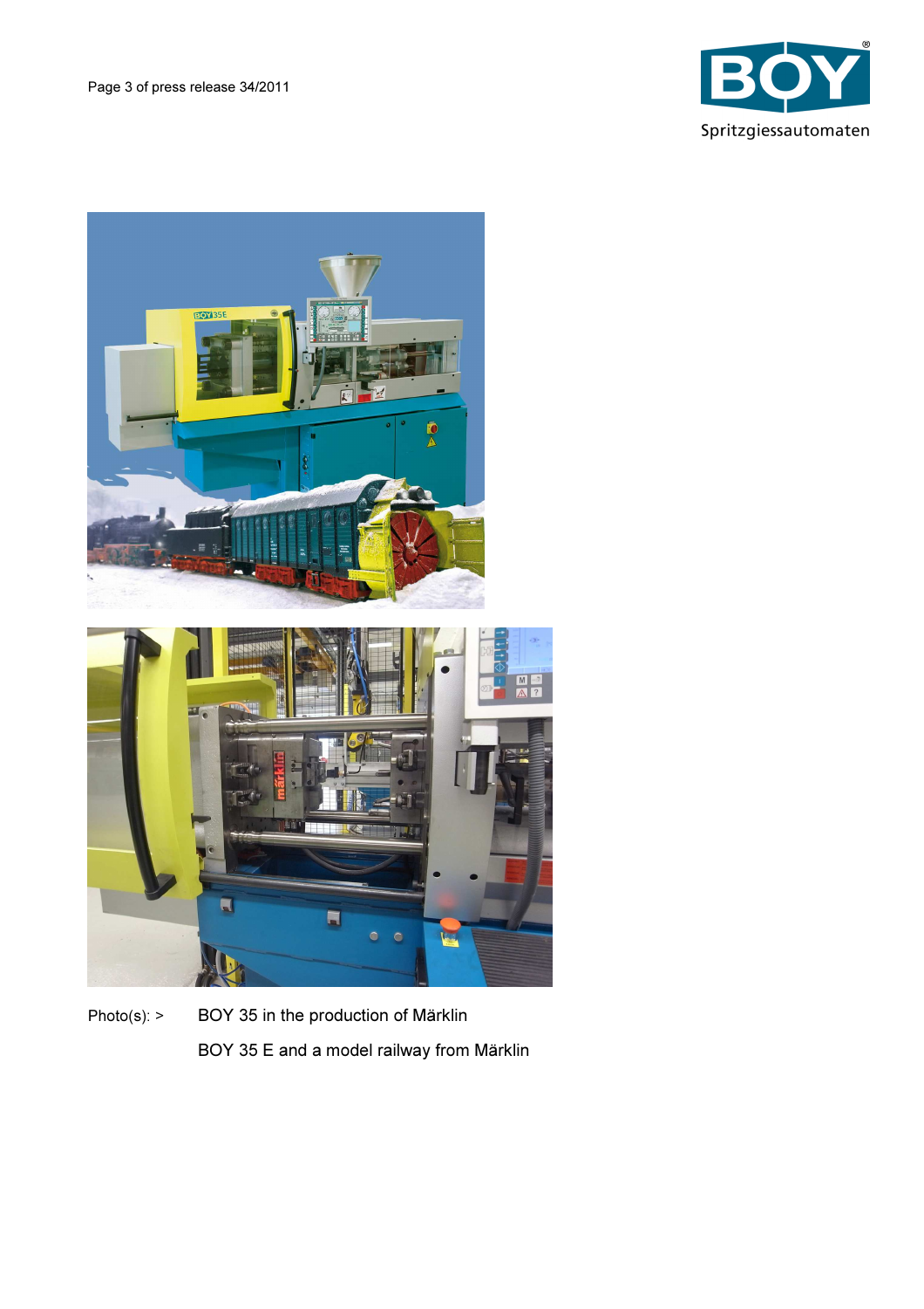Photo(s): > BOY 35 in the production of Märklin

BOY 35 E and a model railway from Märklin